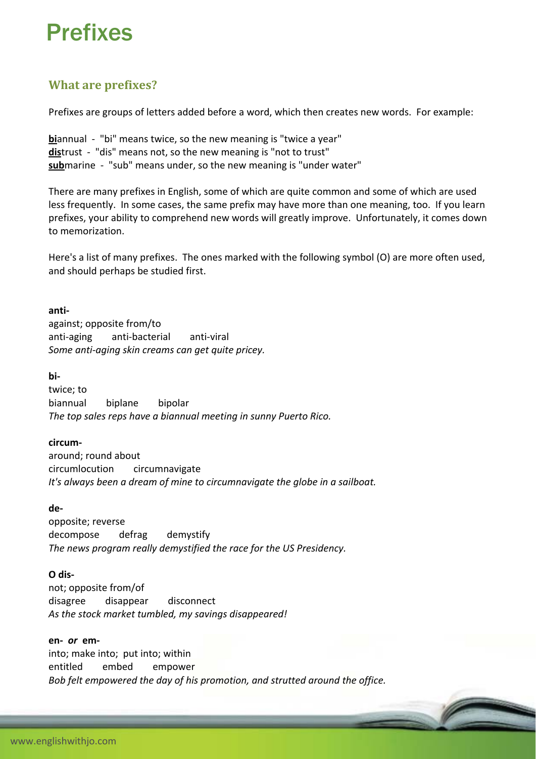# Prefixes

## What are prefixes?

Prefixes are groups of letters added before a word, which then creates new words. For example:

**bi**annual - "bi" means twice, so the new meaning is "twice a year"
**dis**trust - "dis" means not, so the new meaning is "not to trust"
**sub**marine - "sub" means under, so the new meaning is "under water"

There are many prefixes in English, some of which are quite common and some of which are used less frequently. In some cases, the same prefix may have more than one meaning, too. If you learn prefixes, your ability to comprehend new words will greatly improve. Unfortunately, it comes down to memorization.

Here's a list of many prefixes. The ones marked with the following symbol (O) are more often used, and should perhaps be studied first.

**anti-**
against; opposite from/to
anti-aging anti-bacterial anti-viral
*Some anti-aging skin creams can get quite pricey.*

**bi-**
twice; to
biannual biplane bipolar
*The top sales reps have a biannual meeting in sunny Puerto Rico.*

**circum-**
around; round about
circumlocution circumnavigate
*It's always been a dream of mine to circumnavigate the globe in a sailboat.*

**de-**
opposite; reverse
decompose defrag demystify
*The news program really demystified the race for the US Presidency.*

**O dis-**
not; opposite from/of
disagree disappear disconnect
*As the stock market tumbled, my savings disappeared!*

**en-** *or* **em-**
into; make into; put into; within
entitled embed empower
*Bob felt empowered the day of his promotion, and strutted around the office.*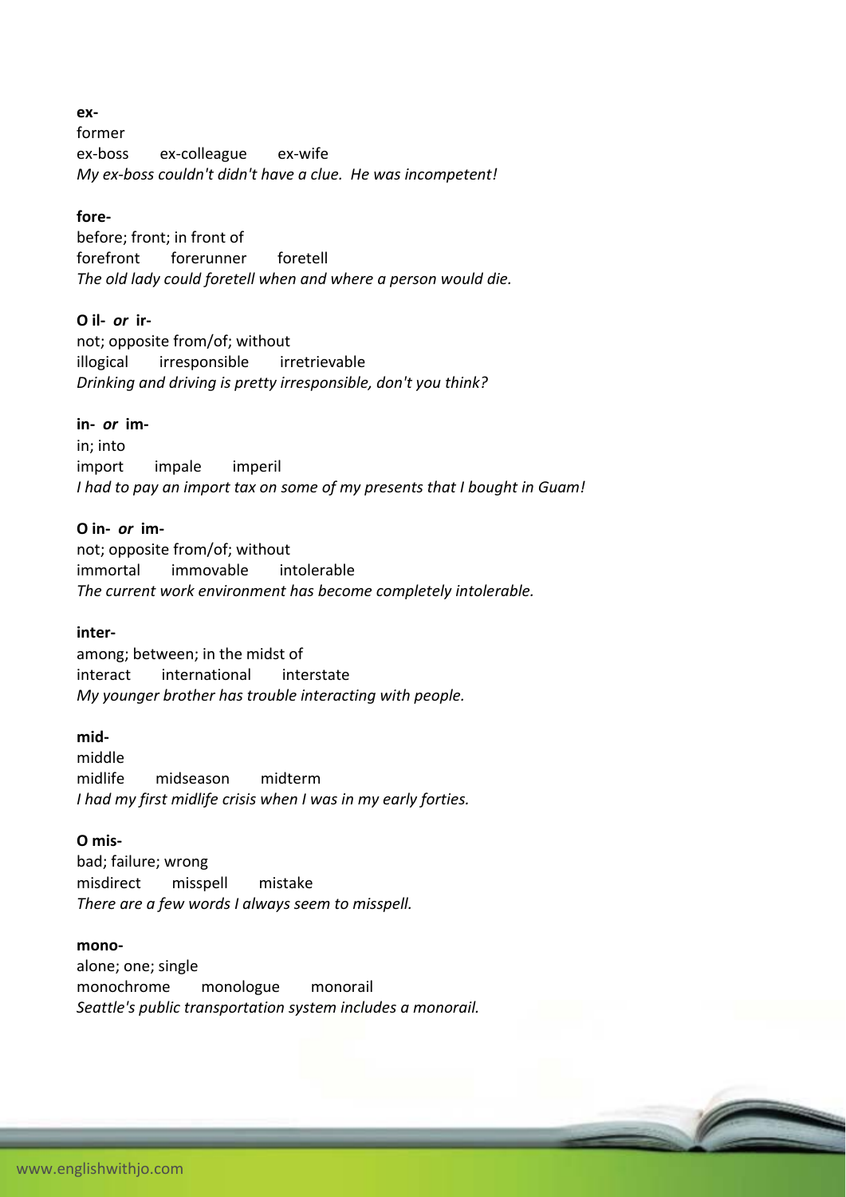**ex-**
former
ex-boss  ex-colleague  ex-wife
*My ex-boss couldn't didn't have a clue.  He was incompetent!*

**fore-**
before; front; in front of
forefront  forerunner  foretell
*The old lady could foretell when and where a person would die.*

**O il- *or* ir-**
not; opposite from/of; without
illogical  irresponsible  irretrievable
*Drinking and driving is pretty irresponsible, don't you think?*

**in- *or* im-**
in; into
import  impale  imperil
*I had to pay an import tax on some of my presents that I bought in Guam!*

**O in- *or* im-**
not; opposite from/of; without
immortal  immovable  intolerable
*The current work environment has become completely intolerable.*

**inter-**
among; between; in the midst of
interact  international  interstate
*My younger brother has trouble interacting with people.*

**mid-**
middle
midlife  midseason  midterm
*I had my first midlife crisis when I was in my early forties.*

**O mis-**
bad; failure; wrong
misdirect  misspell  mistake
*There are a few words I always seem to misspell.*

**mono-**
alone; one; single
monochrome  monologue  monorail
*Seattle's public transportation system includes a monorail.*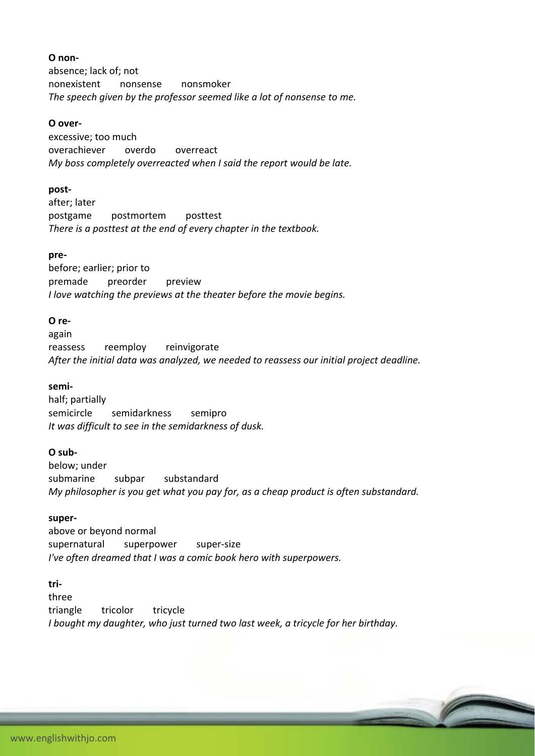**O non-**
absence; lack of; not
nonexistent nonsense nonsmoker
*The speech given by the professor seemed like a lot of nonsense to me.*

**O over-**
excessive; too much
overachiever overdo overreact
*My boss completely overreacted when I said the report would be late.*

**post-**
after; later
postgame postmortem posttest
*There is a posttest at the end of every chapter in the textbook.*

**pre-**
before; earlier; prior to
premade preorder preview
*I love watching the previews at the theater before the movie begins.*

**O re-**
again
reassess reemploy reinvigorate
*After the initial data was analyzed, we needed to reassess our initial project deadline.*

**semi-**
half; partially
semicircle semidarkness semipro
*It was difficult to see in the semidarkness of dusk.*

**O sub-**
below; under
submarine subpar substandard
*My philosopher is you get what you pay for, as a cheap product is often substandard.*

**super-**
above or beyond normal
supernatural superpower super-size
*I've often dreamed that I was a comic book hero with superpowers.*

**tri-**
three
triangle tricolor tricycle
*I bought my daughter, who just turned two last week, a tricycle for her birthday.*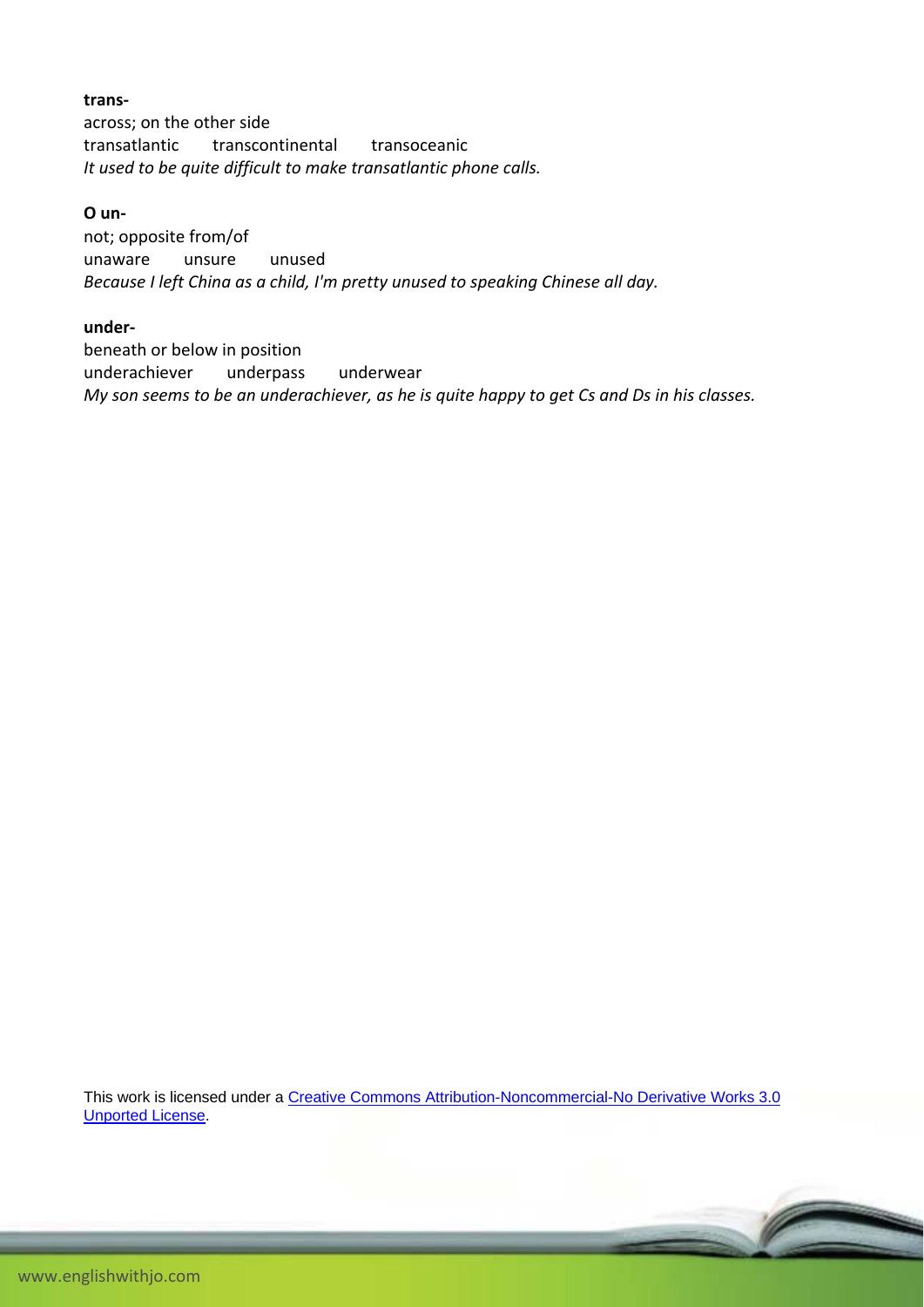**trans-**
across; on the other side
transatlantic    transcontinental    transoceanic
*It used to be quite difficult to make transatlantic phone calls.*

**O un-**
not; opposite from/of
unaware    unsure    unused
*Because I left China as a child, I'm pretty unused to speaking Chinese all day.*

**under-**
beneath or below in position
underachiever    underpass    underwear
*My son seems to be an underachiever, as he is quite happy to get Cs and Ds in his classes.*

This work is licensed under a Creative Commons Attribution-Noncommercial-No Derivative Works 3.0 Unported License.